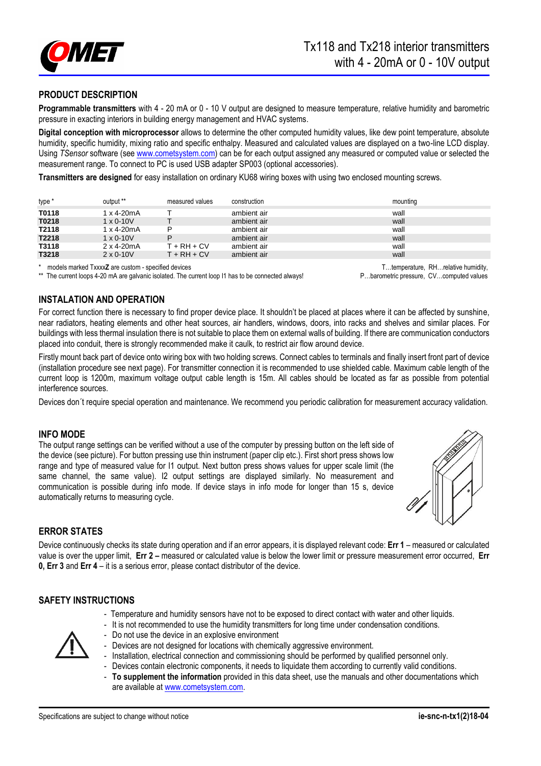# Tx118 and Tx218 interior transmitters with 4 - 20mA or 0 - 10V output

## PRODUCT DESCRIPTION

**Programmable transmitters** with 4 - 20 mA or 0 - 10 V output are designed to measure temperature, relative humidity and barometric pressure in exacting interiors in building energy management and HVAC systems.

**Digital conception with microprocessor** allows to determine the other computed humidity values, like dew point temperature, absolute humidity, specific humidity, mixing ratio and specific enthalpy. Measured and calculated values are displayed on a two-line LCD display. Using *TSensor* software (see www.cometsystem.com) can be for each output assigned any measured or computed value or selected the measurement range. To connect to PC is used USB adapter SP003 (optional accessories).

**Transmitters are designed** for easy installation on ordinary KU68 wiring boxes with using two enclosed mounting screws.

| type * | output ** | measured values | construction | mounting |
|---|---|---|---|---|
| **T0118** | 1 x 4-20mA | T | ambient air | wall |
| **T0218** | 1 x 0-10V | T | ambient air | wall |
| **T2118** | 1 x 4-20mA | P | ambient air | wall |
| **T2218** | 1 x 0-10V | P | ambient air | wall |
| **T3118** | 2 x 4-20mA | T + RH + CV | ambient air | wall |
| **T3218** | 2 x 0-10V | T + RH + CV | ambient air | wall |

\* models marked Txxxx**Z** are custom - specified devices

\*\* The current loops 4-20 mA are galvanic isolated. The current loop I1 has to be connected always!

T…temperature, RH…relative humidity, P…barometric pressure, CV…computed values

## INSTALATION AND OPERATION

For correct function there is necessary to find proper device place. It shouldn't be placed at places where it can be affected by sunshine, near radiators, heating elements and other heat sources, air handlers, windows, doors, into racks and shelves and similar places. For buildings with less thermal insulation there is not suitable to place them on external walls of building. If there are communication conductors placed into conduit, there is strongly recommended make it caulk, to restrict air flow around device.

Firstly mount back part of device onto wiring box with two holding screws. Connect cables to terminals and finally insert front part of device (installation procedure see next page). For transmitter connection it is recommended to use shielded cable. Maximum cable length of the current loop is 1200m, maximum voltage output cable length is 15m. All cables should be located as far as possible from potential interference sources.

Devices don´t require special operation and maintenance. We recommend you periodic calibration for measurement accuracy validation.

## INFO MODE

The output range settings can be verified without a use of the computer by pressing button on the left side of the device (see picture). For button pressing use thin instrument (paper clip etc.). First short press shows low range and type of measured value for I1 output. Next button press shows values for upper scale limit (the same channel, the same value). I2 output settings are displayed similarly. No measurement and communication is possible during info mode. If device stays in info mode for longer than 15 s, device automatically returns to measuring cycle.

## ERROR STATES

Device continuously checks its state during operation and if an error appears, it is displayed relevant code: **Err 1** – measured or calculated value is over the upper limit, **Err 2 –** measured or calculated value is below the lower limit or pressure measurement error occurred, **Err 0, Err 3** and **Err 4** – it is a serious error, please contact distributor of the device.

## SAFETY INSTRUCTIONS

- Temperature and humidity sensors have not to be exposed to direct contact with water and other liquids.
- It is not recommended to use the humidity transmitters for long time under condensation conditions.
- Do not use the device in an explosive environment
- Devices are not designed for locations with chemically aggressive environment.
- Installation, electrical connection and commissioning should be performed by qualified personnel only.
- Devices contain electronic components, it needs to liquidate them according to currently valid conditions.
- **To supplement the information** provided in this data sheet, use the manuals and other documentations which are available at www.cometsystem.com.

Specifications are subject to change without notice **ie-snc-n-tx1(2)18-04**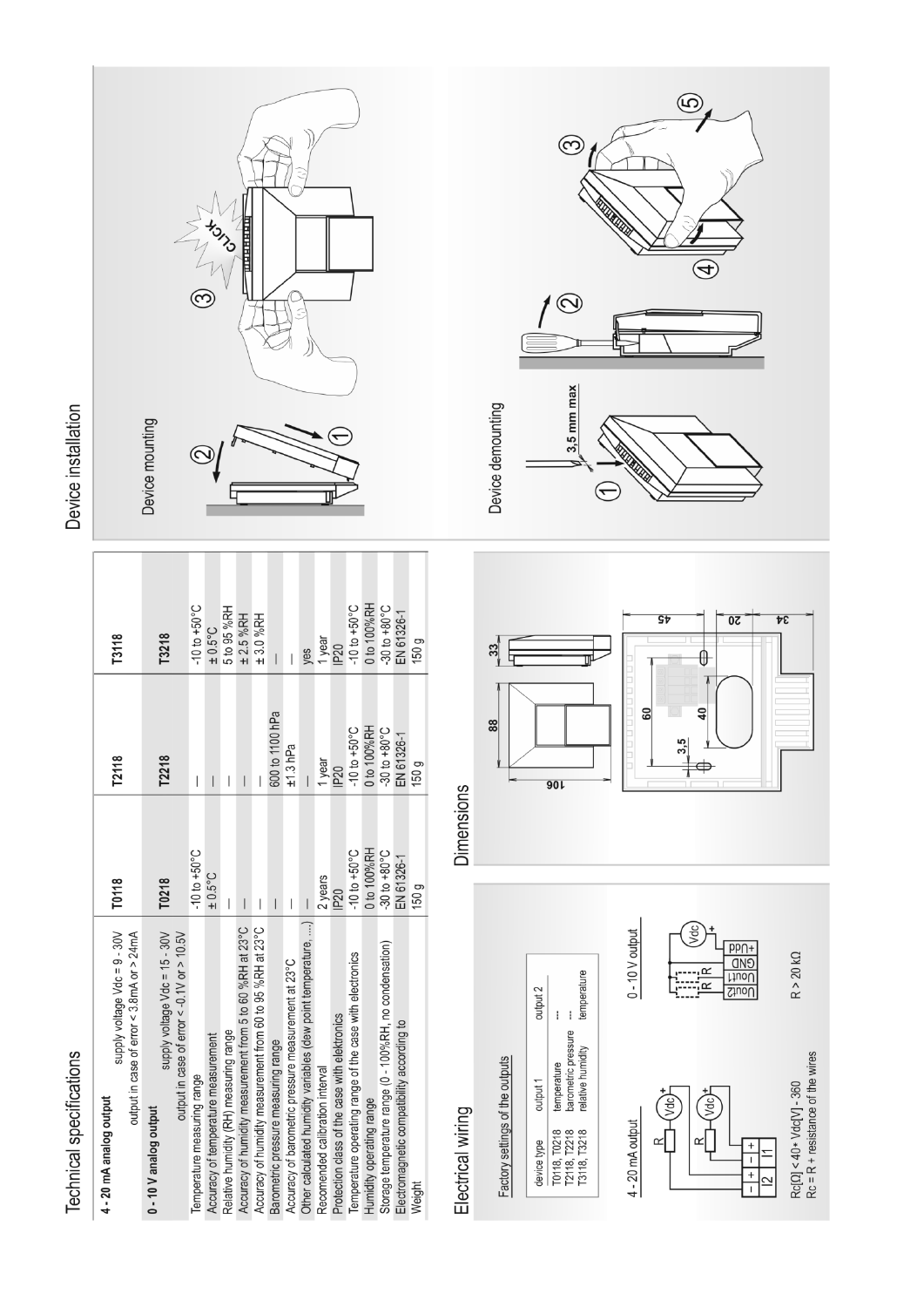## Technical specifications

| | T0118 | T2118 | T3118 |
|---|---|---|---|
| **4 - 20 mA analog output** supply voltage Vdc = 9 - 30V<br>output in case of error < 3.8mA or > 24mA | | | |
| **0 - 10 V analog output** supply voltage Vdc = 15 - 30V<br>output in case of error < -0.1V or > 10.5V | **T0218** | **T2218** | **T3218** |
| Temperature measuring range | -10 to +50°C | — | -10 to +50°C |
| Accuracy of temperature measurement | ± 0.5°C | — | ± 0.5°C |
| Relative humidity (RH) measuring range | — | — | 5 to 95 %RH |
| Accuracy of humidity measurement from 5 to 60 %RH at 23°C | — | — | ± 2.5 %RH |
| Accuracy of humidity measurement from 60 to 95 %RH at 23°C | — | — | ± 3.0 %RH |
| Barometric pressure measuring range | — | 600 to 1100 hPa | — |
| Accuracy of barometric pressure measurement at 23°C | — | ±1.3 hPa | — |
| Other calculated humidity variables (dew point temperature, ...) | — | — | yes |
| Recomended calibration interval | 2 years | 1 year | 1 year |
| Protection class of the case with elektronics | IP20 | IP20 | IP20 |
| Temperature operating range of the case with electronics | -10 to +50°C | -10 to +50°C | -10 to +50°C |
| Humidity operating range | 0 to 100%RH | 0 to 100%RH | 0 to 100%RH |
| Storage temperature range (0 - 100%RH, no condensation) | -30 to +80°C | -30 to +80°C | -30 to +80°C |
| Electromagnetic compatibility according to | EN 61326-1 | EN 61326-1 | EN 61326-1 |
| Weight | 150 g | 150 g | 150 g |

## Electrical wiring

Factory settings of the outputs

| device type | output 1 | output 2 |
|---|---|---|
| T0118, T0218 | temperature | --- |
| T2118, T2218 | barometric pressure | --- |
| T3118, T3218 | relative humidity | temperature |

4 - 20 mA output

R, Vdc, +, -, I2, I1

$Rc[\Omega] < 40 * Vdc[V] - 360$

Rc = R + resistance of the wires

0 - 10 V output

Vout2, Vout1, GND, +Ud, R, Vdc

$R > 20\ k\Omega$

## Dimensions

88, 33, 106, 60, 40, 3,5, 45, 20, 34

## Device installation

Device mounting

① ② ③ CLICK

Device demounting

① 3,5 mm max ② ③ ④ ⑤